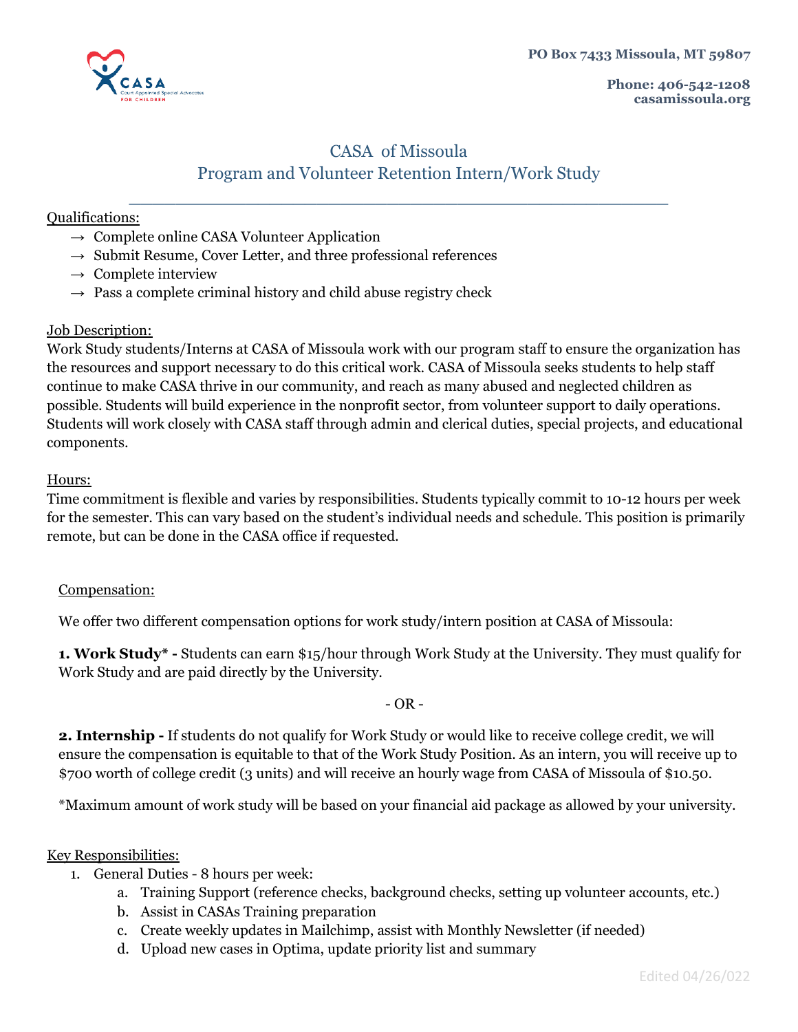PO Box 7433 Missoula, MT 59807

Phone: 406-542-1208
casamissoula.org

# CASA of Missoula
## Program and Volunteer Retention Intern/Work Study

---

Qualifications:

→ Complete online CASA Volunteer Application
→ Submit Resume, Cover Letter, and three professional references
→ Complete interview
→ Pass a complete criminal history and child abuse registry check

Job Description:

Work Study students/Interns at CASA of Missoula work with our program staff to ensure the organization has the resources and support necessary to do this critical work. CASA of Missoula seeks students to help staff continue to make CASA thrive in our community, and reach as many abused and neglected children as possible. Students will build experience in the nonprofit sector, from volunteer support to daily operations. Students will work closely with CASA staff through admin and clerical duties, special projects, and educational components.

Hours:

Time commitment is flexible and varies by responsibilities. Students typically commit to 10-12 hours per week for the semester. This can vary based on the student's individual needs and schedule. This position is primarily remote, but can be done in the CASA office if requested.

Compensation:

We offer two different compensation options for work study/intern position at CASA of Missoula:

**1. Work Study\* -** Students can earn $15/hour through Work Study at the University. They must qualify for Work Study and are paid directly by the University.

\- OR -

**2. Internship -** If students do not qualify for Work Study or would like to receive college credit, we will ensure the compensation is equitable to that of the Work Study Position. As an intern, you will receive up to $700 worth of college credit (3 units) and will receive an hourly wage from CASA of Missoula of $10.50.

*Maximum amount of work study will be based on your financial aid package as allowed by your university.

Key Responsibilities:

1. General Duties - 8 hours per week:
   a. Training Support (reference checks, background checks, setting up volunteer accounts, etc.)
   b. Assist in CASAs Training preparation
   c. Create weekly updates in Mailchimp, assist with Monthly Newsletter (if needed)
   d. Upload new cases in Optima, update priority list and summary

Edited 04/26/022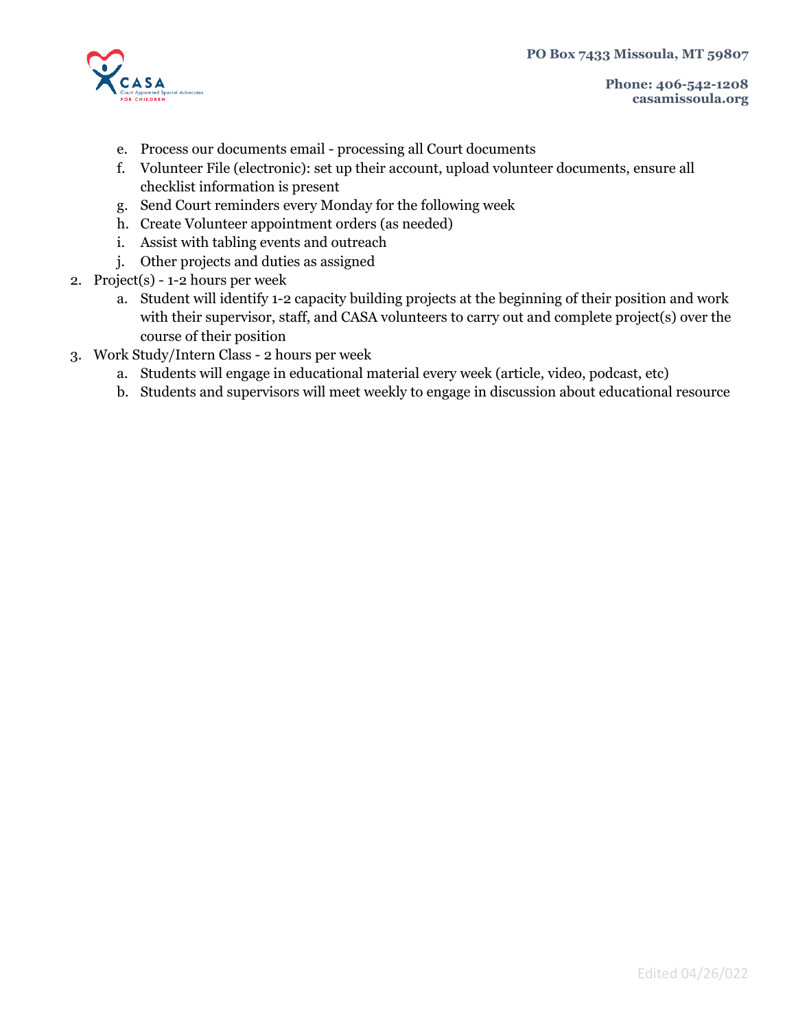e. Process our documents email - processing all Court documents
   f. Volunteer File (electronic): set up their account, upload volunteer documents, ensure all checklist information is present
   g. Send Court reminders every Monday for the following week
   h. Create Volunteer appointment orders (as needed)
   i. Assist with tabling events and outreach
   j. Other projects and duties as assigned

2. Project(s) - 1-2 hours per week
   a. Student will identify 1-2 capacity building projects at the beginning of their position and work with their supervisor, staff, and CASA volunteers to carry out and complete project(s) over the course of their position

3. Work Study/Intern Class - 2 hours per week
   a. Students will engage in educational material every week (article, video, podcast, etc)
   b. Students and supervisors will meet weekly to engage in discussion about educational resource

Edited 04/26/022